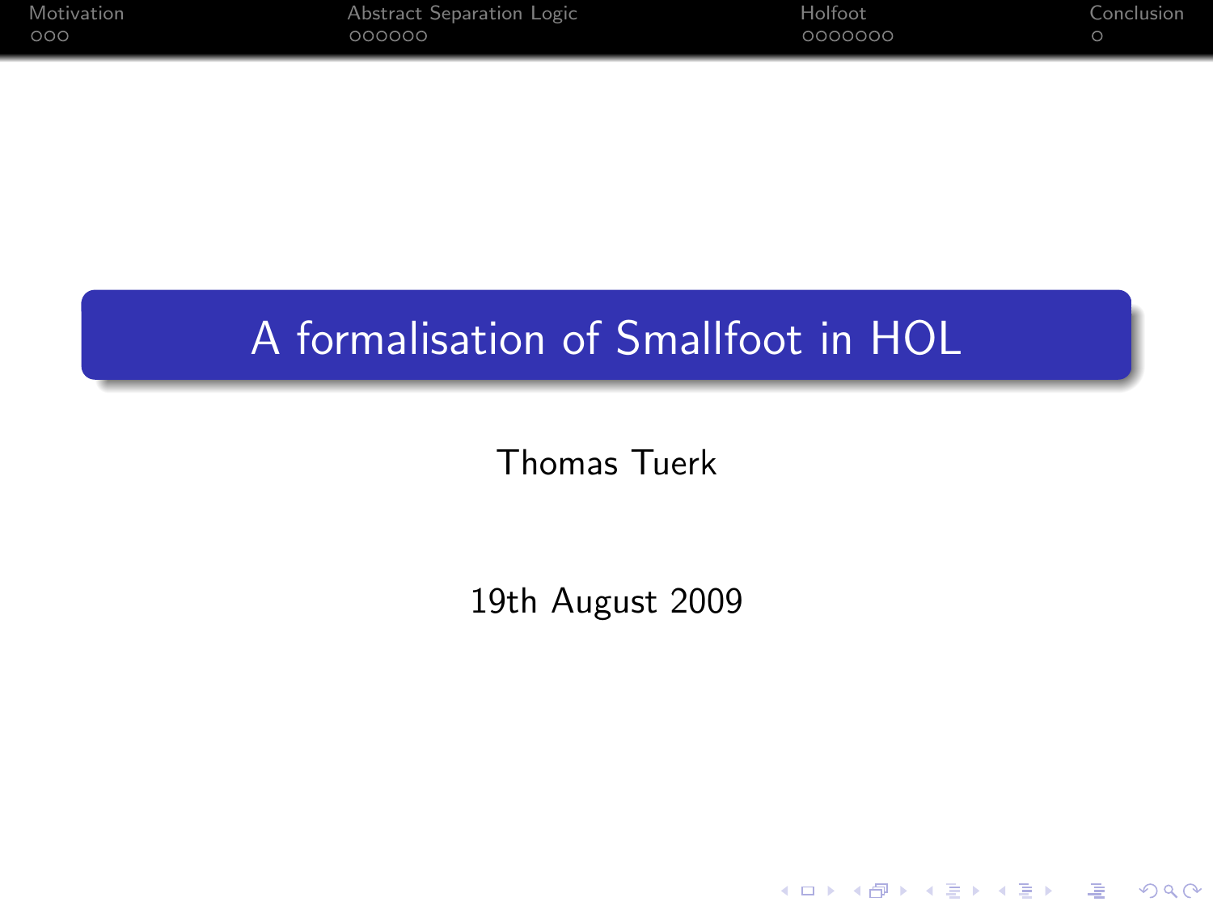# A formalisation of Smallfoot in HOL

Thomas Tuerk

19th August 2009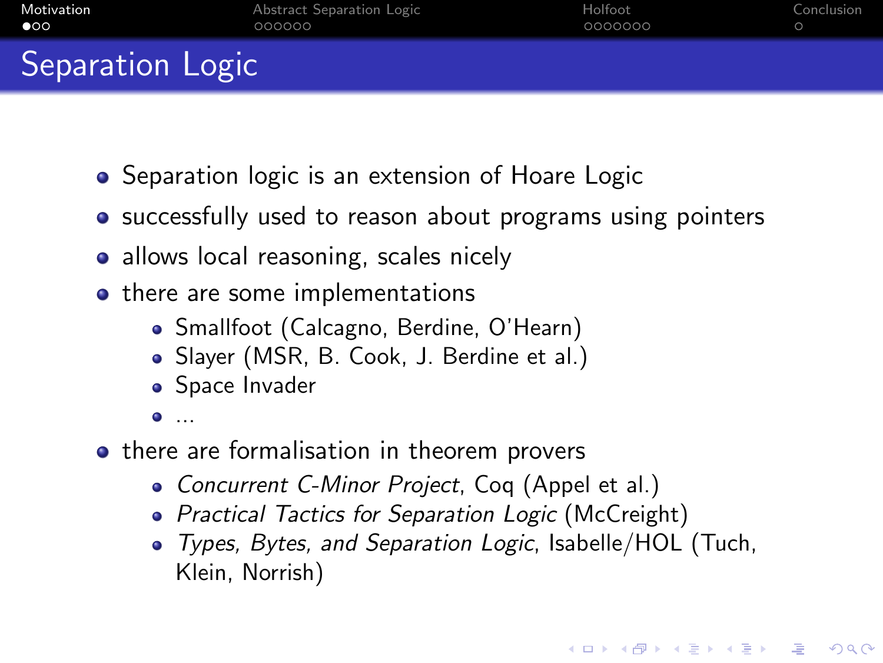# Separation Logic

- Separation logic is an extension of Hoare Logic
- successfully used to reason about programs using pointers
- allows local reasoning, scales nicely
- there are some implementations
  - Smallfoot (Calcagno, Berdine, O'Hearn)
  - Slayer (MSR, B. Cook, J. Berdine et al.)
  - Space Invader
  - ...
- there are formalisation in theorem provers
  - *Concurrent C-Minor Project*, Coq (Appel et al.)
  - *Practical Tactics for Separation Logic* (McCreight)
  - *Types, Bytes, and Separation Logic*, Isabelle/HOL (Tuch, Klein, Norrish)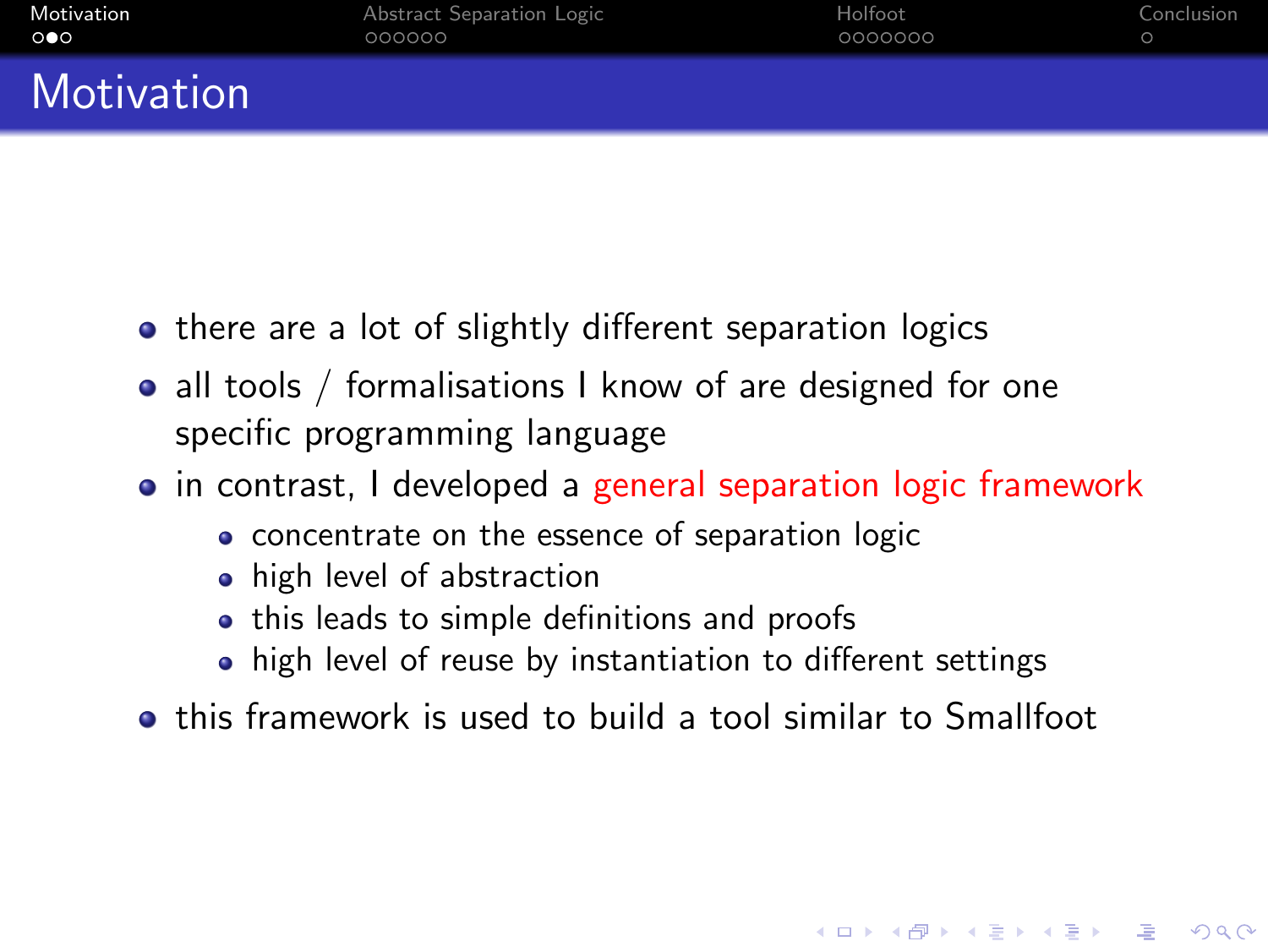# Motivation

- there are a lot of slightly different separation logics
- all tools / formalisations I know of are designed for one specific programming language
- in contrast, I developed a general separation logic framework
  - concentrate on the essence of separation logic
  - high level of abstraction
  - this leads to simple definitions and proofs
  - high level of reuse by instantiation to different settings
- this framework is used to build a tool similar to Smallfoot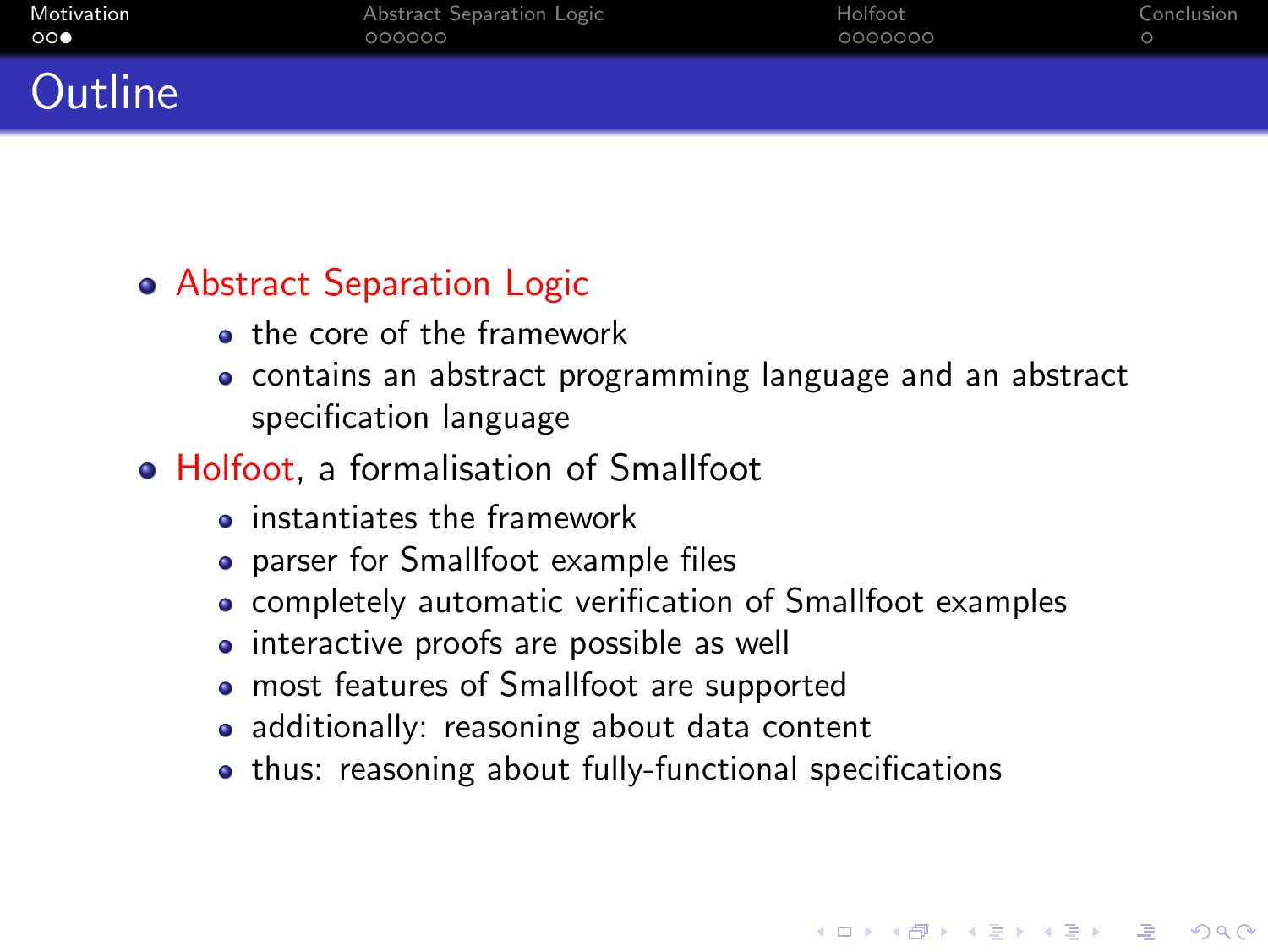# Outline

- Abstract Separation Logic
  - the core of the framework
  - contains an abstract programming language and an abstract specification language
- Holfoot, a formalisation of Smallfoot
  - instantiates the framework
  - parser for Smallfoot example files
  - completely automatic verification of Smallfoot examples
  - interactive proofs are possible as well
  - most features of Smallfoot are supported
  - additionally: reasoning about data content
  - thus: reasoning about fully-functional specifications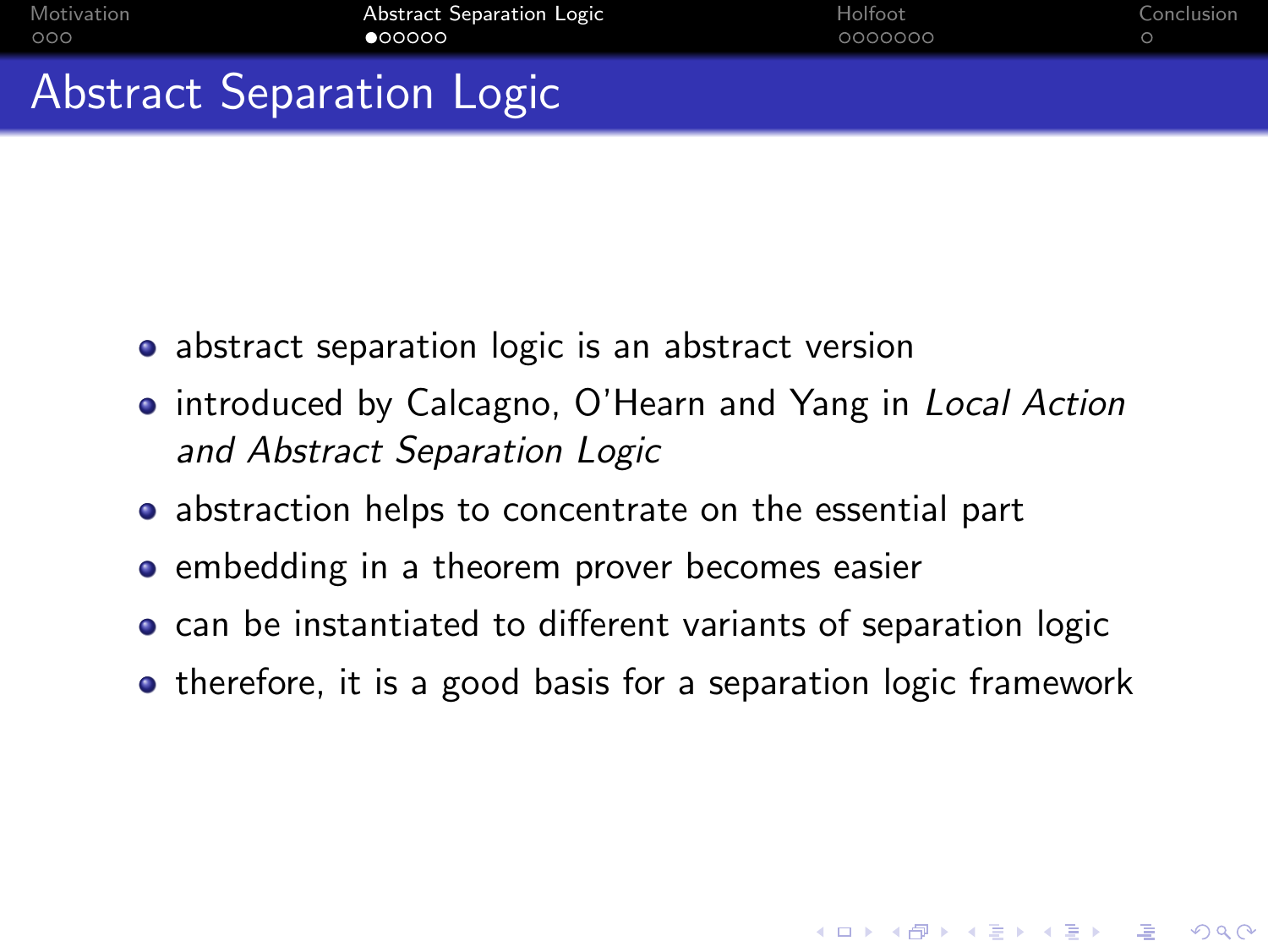# Abstract Separation Logic

- abstract separation logic is an abstract version
- introduced by Calcagno, O'Hearn and Yang in *Local Action and Abstract Separation Logic*
- abstraction helps to concentrate on the essential part
- embedding in a theorem prover becomes easier
- can be instantiated to different variants of separation logic
- therefore, it is a good basis for a separation logic framework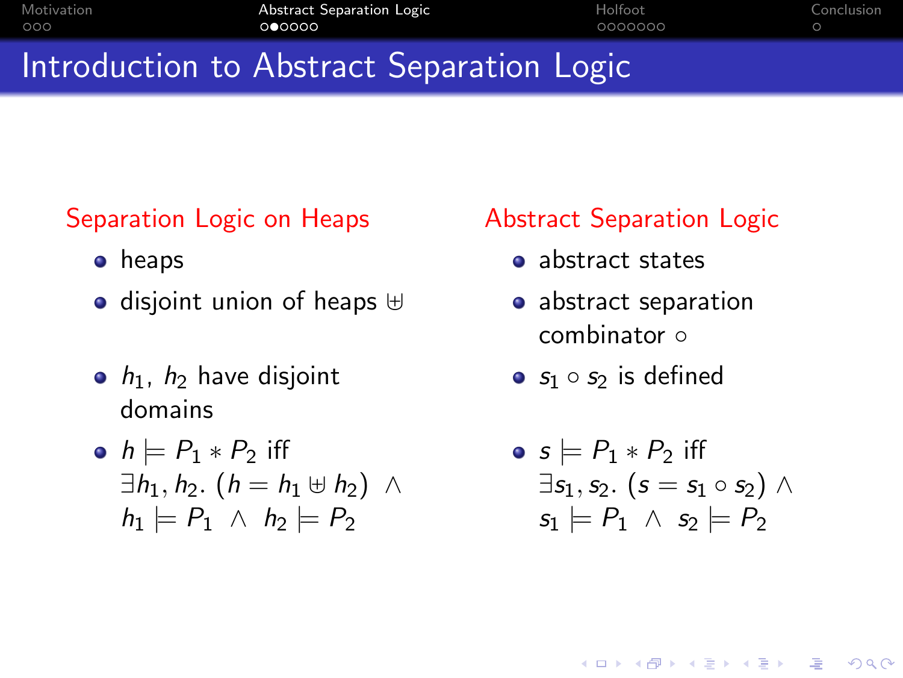# Introduction to Abstract Separation Logic

## Separation Logic on Heaps

- heaps
- disjoint union of heaps $\uplus$
- $h_1$, $h_2$ have disjoint domains
- $h \models P_1 * P_2$ iff $\exists h_1, h_2.\ (h = h_1 \uplus h_2) \ \wedge\ h_1 \models P_1 \ \wedge\ h_2 \models P_2$

## Abstract Separation Logic

- abstract states
- abstract separation combinator $\circ$
- $s_1 \circ s_2$ is defined
- $s \models P_1 * P_2$ iff $\exists s_1, s_2.\ (s = s_1 \circ s_2) \wedge s_1 \models P_1 \ \wedge\ s_2 \models P_2$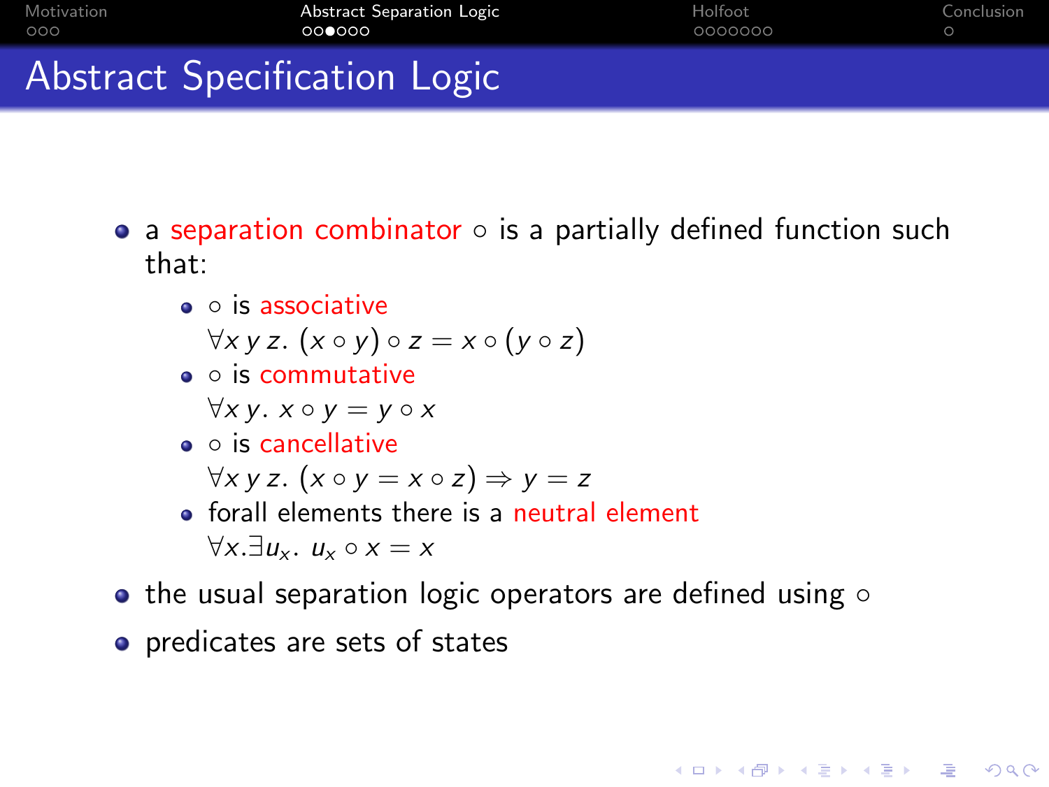# Abstract Specification Logic

- a separation combinator $\circ$ is a partially defined function such that:
  - $\circ$ is associative
    $\forall x\, y\, z.\ (x \circ y) \circ z = x \circ (y \circ z)$
  - $\circ$ is commutative
    $\forall x\, y.\ x \circ y = y \circ x$
  - $\circ$ is cancellative
    $\forall x\, y\, z.\ (x \circ y = x \circ z) \Rightarrow y = z$
  - forall elements there is a neutral element
    $\forall x. \exists u_x.\ u_x \circ x = x$
- the usual separation logic operators are defined using $\circ$
- predicates are sets of states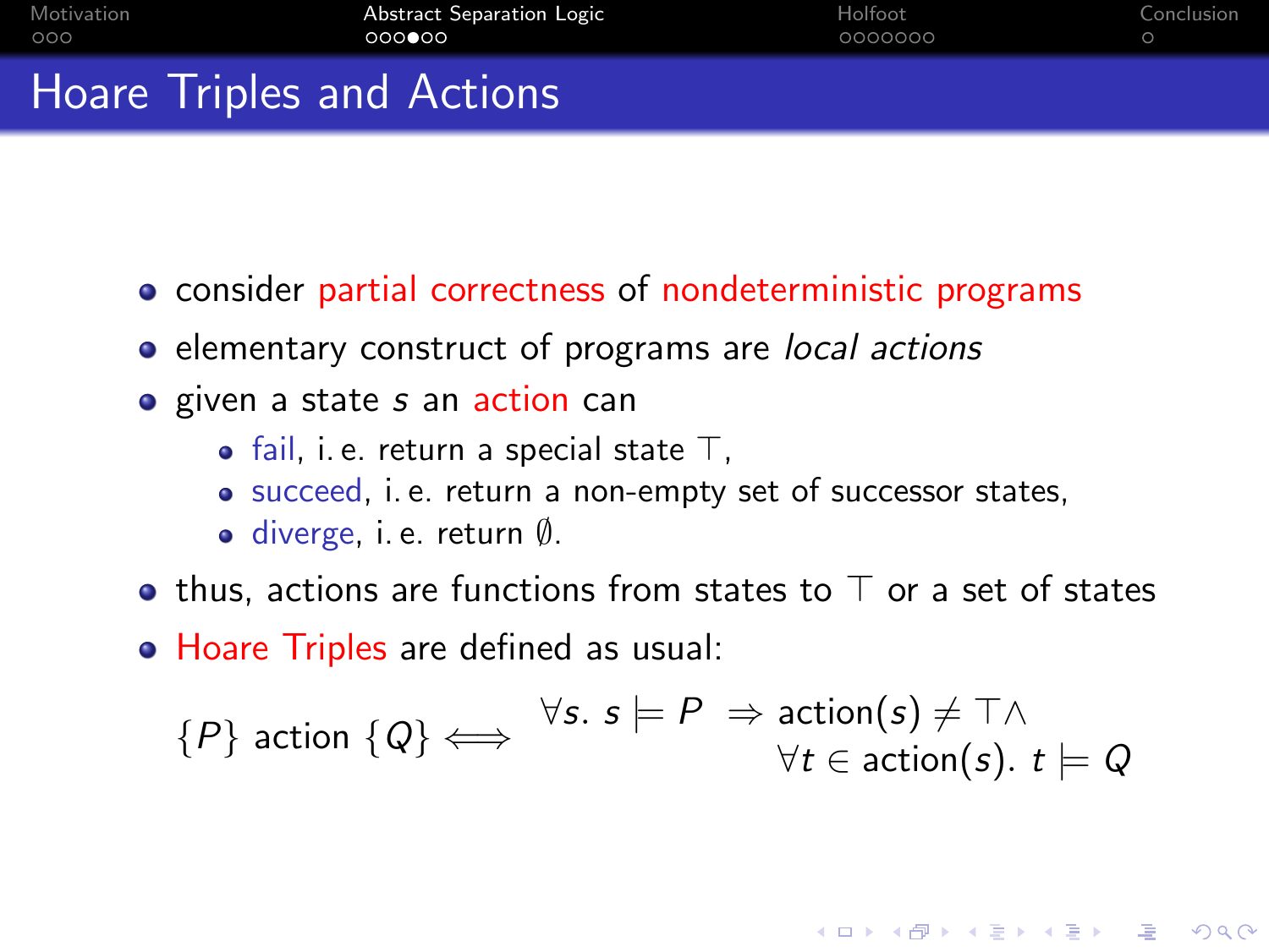# Hoare Triples and Actions

- consider partial correctness of nondeterministic programs
- elementary construct of programs are *local actions*
- given a state $s$ an action can
  - fail, i. e. return a special state $\top$,
  - succeed, i. e. return a non-empty set of successor states,
  - diverge, i. e. return $\emptyset$.
- thus, actions are functions from states to $\top$ or a set of states
- Hoare Triples are defined as usual:

$$\{P\}\ \text{action}\ \{Q\} \iff \begin{array}{l} \forall s.\ s \models P \ \Rightarrow \text{action}(s) \neq \top \wedge \\ \qquad\qquad\qquad \forall t \in \text{action}(s).\ t \models Q \end{array}$$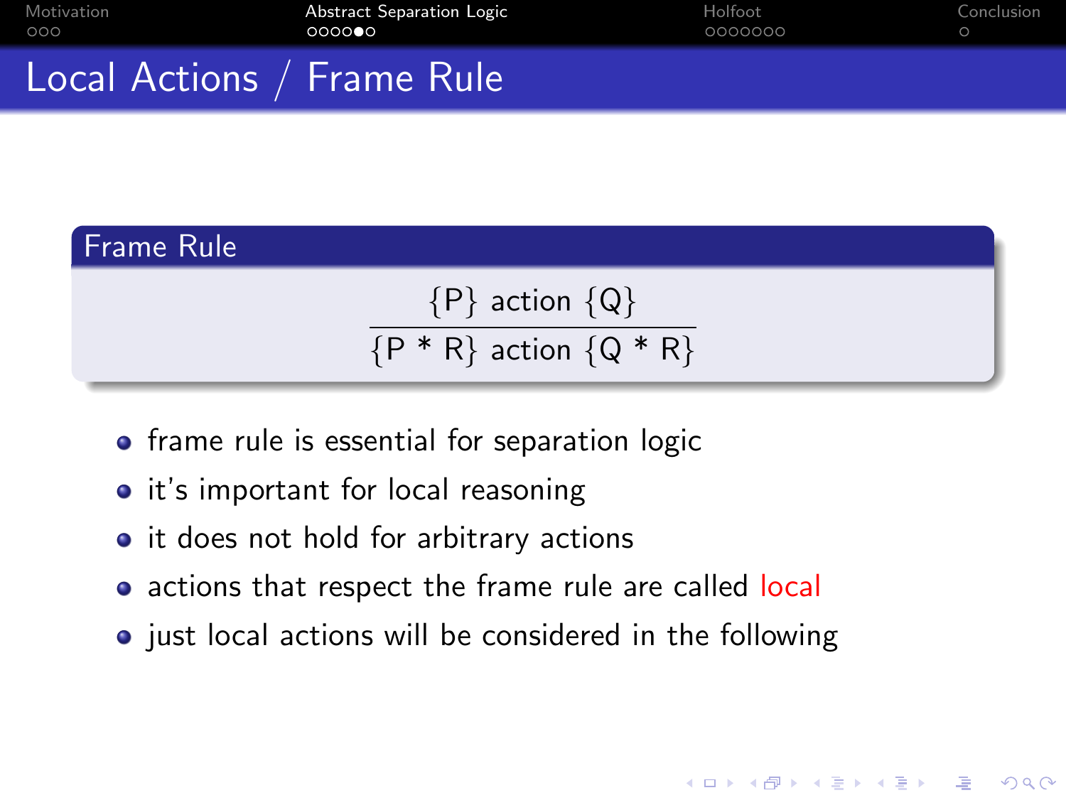# Local Actions / Frame Rule

**Frame Rule**

$$\frac{\{P\}\ \text{action}\ \{Q\}}{\{P * R\}\ \text{action}\ \{Q * R\}}$$

- frame rule is essential for separation logic
- it's important for local reasoning
- it does not hold for arbitrary actions
- actions that respect the frame rule are called local
- just local actions will be considered in the following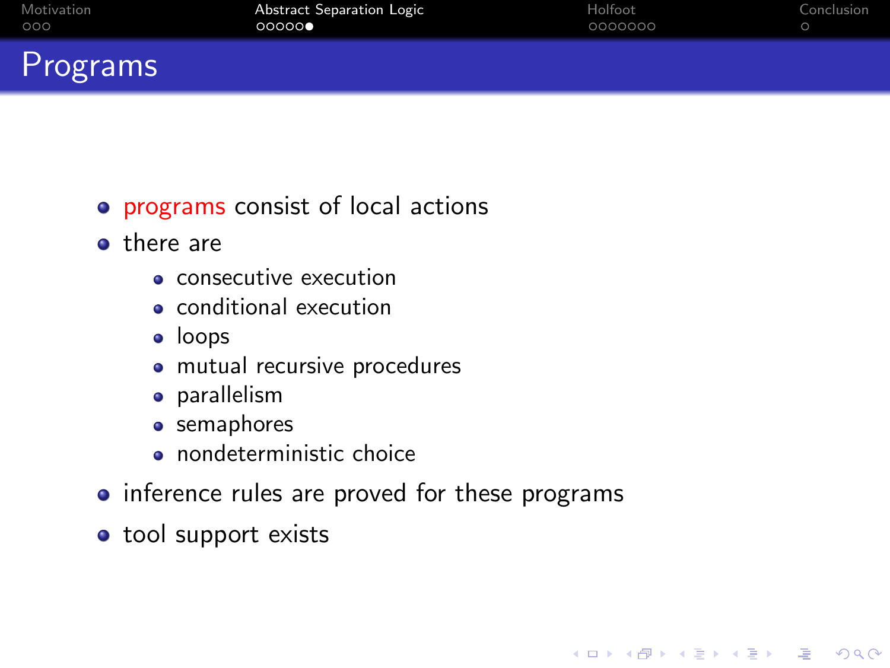# Programs

- programs consist of local actions
- there are
  - consecutive execution
  - conditional execution
  - loops
  - mutual recursive procedures
  - parallelism
  - semaphores
  - nondeterministic choice
- inference rules are proved for these programs
- tool support exists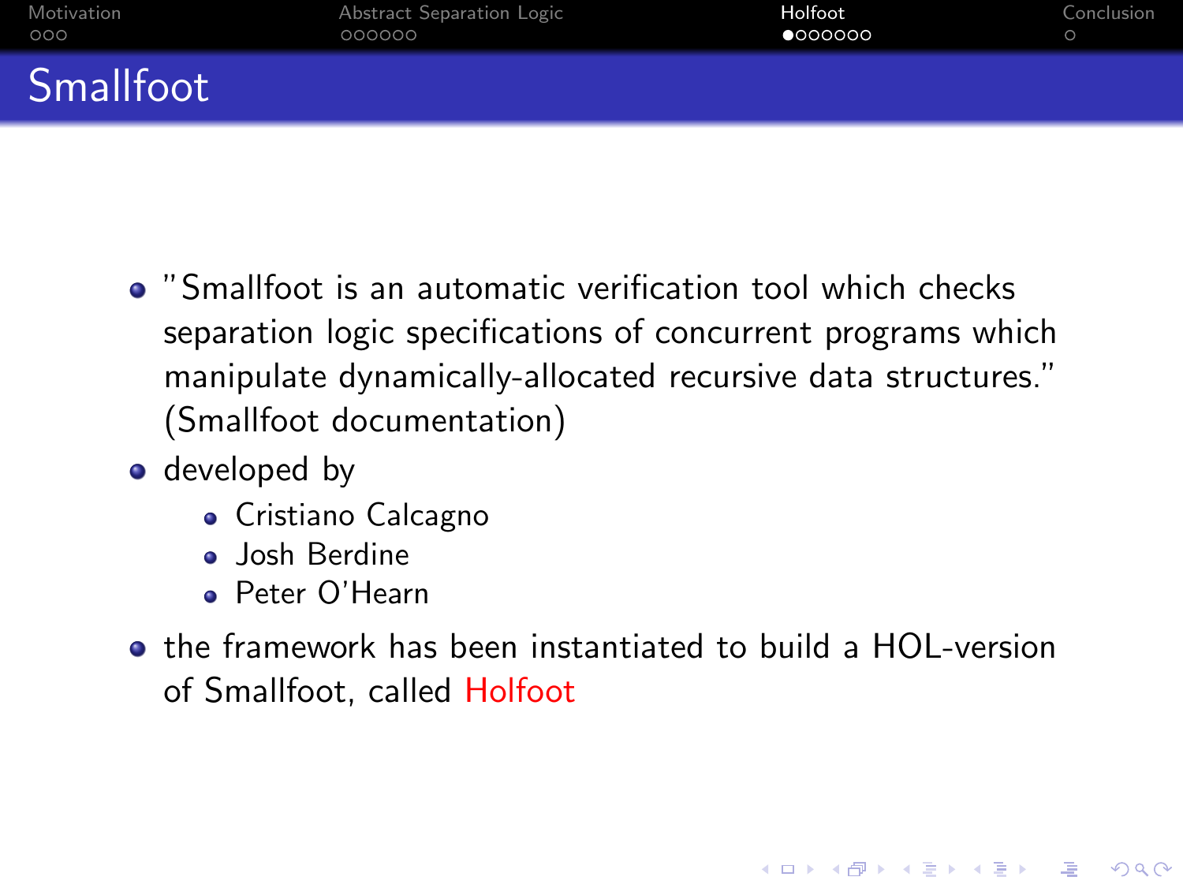# Smallfoot

- "Smallfoot is an automatic verification tool which checks separation logic specifications of concurrent programs which manipulate dynamically-allocated recursive data structures." (Smallfoot documentation)
- developed by
  - Cristiano Calcagno
  - Josh Berdine
  - Peter O'Hearn
- the framework has been instantiated to build a HOL-version of Smallfoot, called Holfoot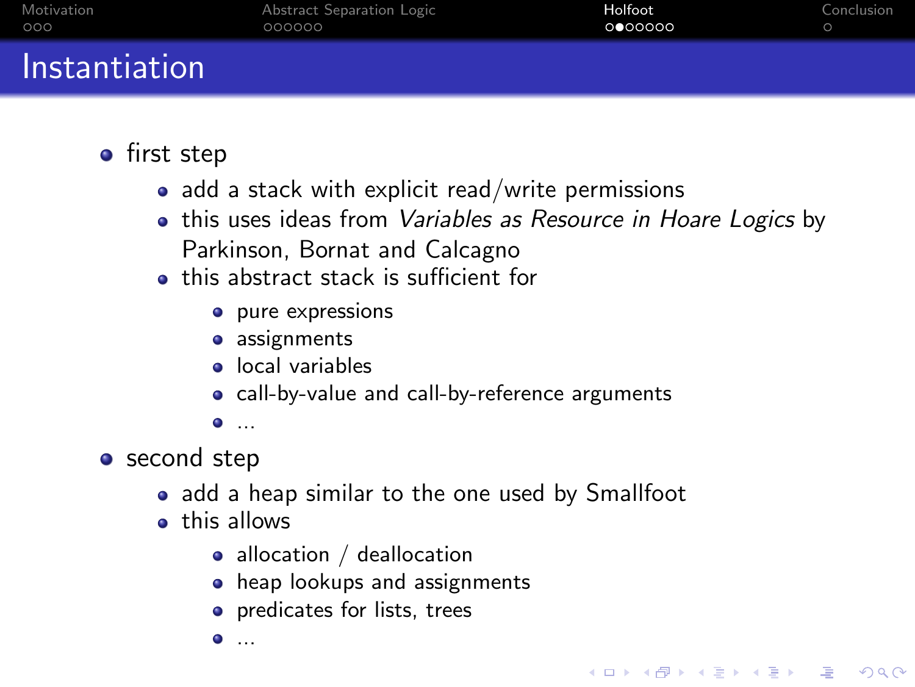## Instantiation

- first step
  - add a stack with explicit read/write permissions
  - this uses ideas from *Variables as Resource in Hoare Logics* by Parkinson, Bornat and Calcagno
  - this abstract stack is sufficient for
    - pure expressions
    - assignments
    - local variables
    - call-by-value and call-by-reference arguments
    - ...
- second step
  - add a heap similar to the one used by Smallfoot
  - this allows
    - allocation / deallocation
    - heap lookups and assignments
    - predicates for lists, trees
    - ...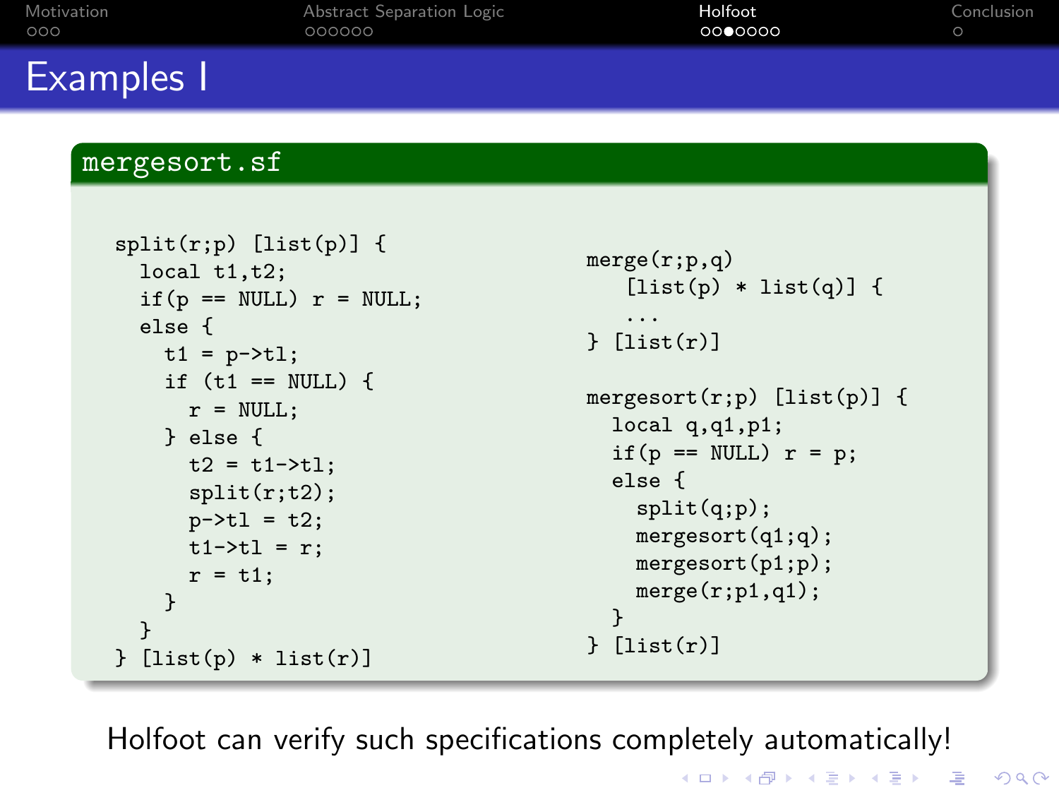# Examples I

## mergesort.sf

```
split(r;p) [list(p)] {
  local t1,t2;
  if(p == NULL) r = NULL;
  else {
    t1 = p->tl;
    if (t1 == NULL) {
      r = NULL;
    } else {
      t2 = t1->tl;
      split(r;t2);
      p->tl = t2;
      t1->tl = r;
      r = t1;
    }
  }
} [list(p) * list(r)]
```

```
merge(r;p,q)
    [list(p) * list(q)] {
    ...
} [list(r)]

mergesort(r;p) [list(p)] {
  local q,q1,p1;
  if(p == NULL) r = p;
  else {
    split(q;p);
    mergesort(q1;q);
    mergesort(p1;p);
    merge(r;p1,q1);
  }
} [list(r)]
```

Holfoot can verify such specifications completely automatically!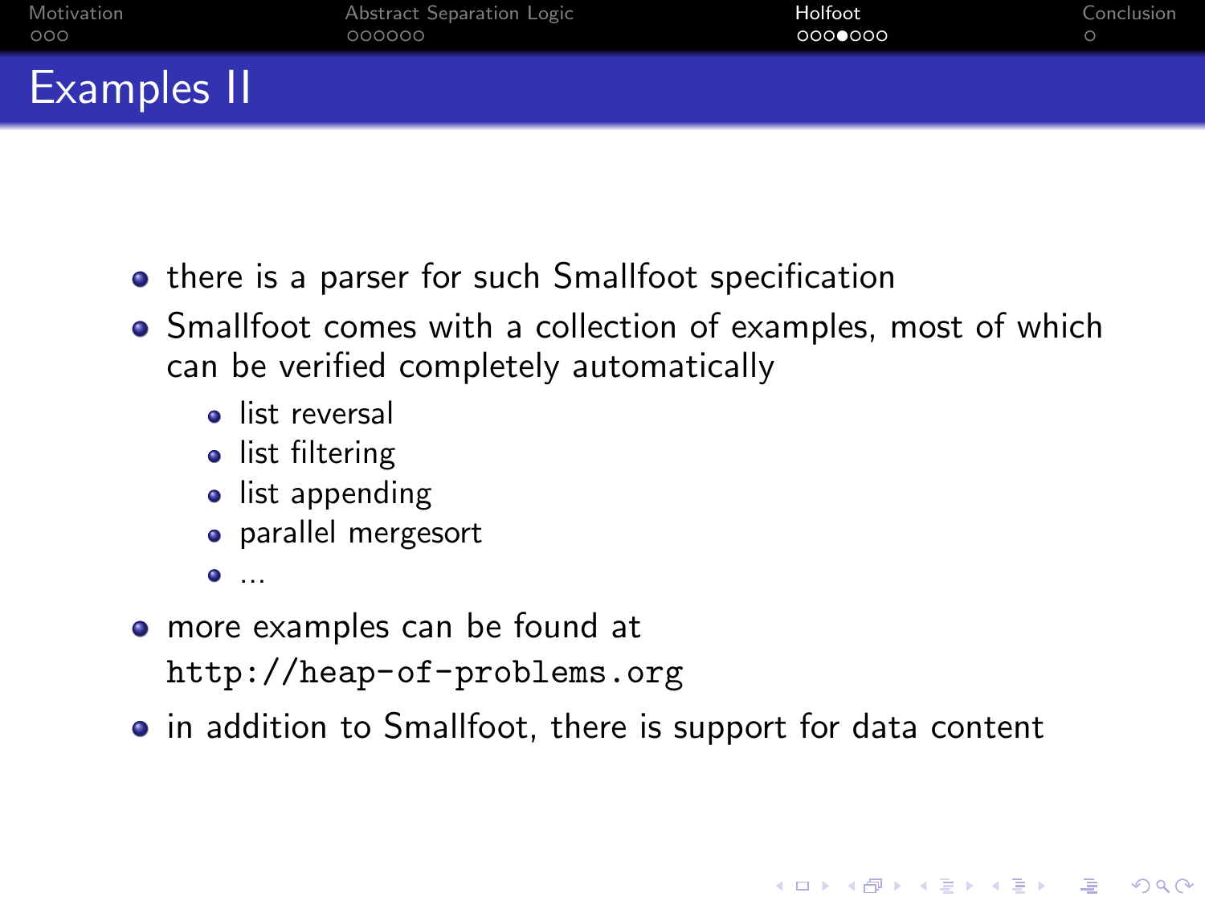# Examples II

- there is a parser for such Smallfoot specification
- Smallfoot comes with a collection of examples, most of which can be verified completely automatically
  - list reversal
  - list filtering
  - list appending
  - parallel mergesort
  - ...
- more examples can be found at `http://heap-of-problems.org`
- in addition to Smallfoot, there is support for data content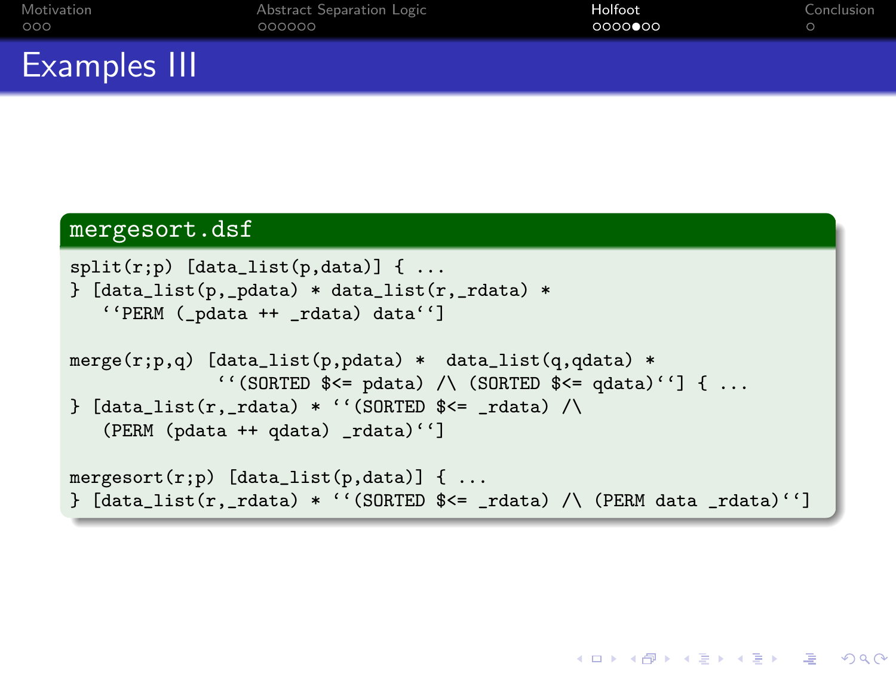# Examples III

**mergesort.dsf**

```
split(r;p) [data_list(p,data)] { ...
} [data_list(p,_pdata) * data_list(r,_rdata) *
   ``PERM (_pdata ++ _rdata) data``]

merge(r;p,q) [data_list(p,pdata) *  data_list(q,qdata) *
             ``(SORTED $<= pdata) /\ (SORTED $<= qdata)``] { ...
} [data_list(r,_rdata) * ``(SORTED $<= _rdata) /\
   (PERM (pdata ++ qdata) _rdata)``]

mergesort(r;p) [data_list(p,data)] { ...
} [data_list(r,_rdata) * ``(SORTED $<= _rdata) /\ (PERM data _rdata)``]
```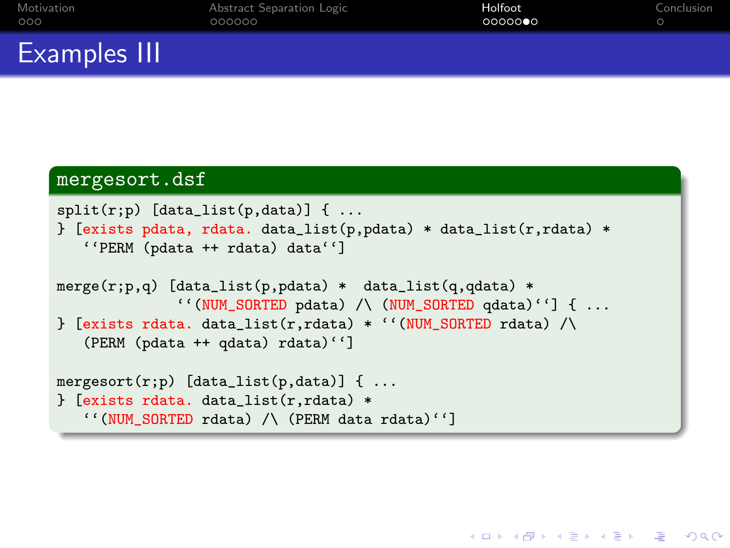# Examples III

**mergesort.dsf**

```
split(r;p) [data_list(p,data)] { ...
} [exists pdata, rdata. data_list(p,pdata) * data_list(r,rdata) *
   ``PERM (pdata ++ rdata) data``]

merge(r;p,q) [data_list(p,pdata) *  data_list(q,qdata) *
             ``(NUM_SORTED pdata) /\ (NUM_SORTED qdata)``] { ...
} [exists rdata. data_list(r,rdata) * ``(NUM_SORTED rdata) /\
   (PERM (pdata ++ qdata) rdata)``]

mergesort(r;p) [data_list(p,data)] { ...
} [exists rdata. data_list(r,rdata) *
   ``(NUM_SORTED rdata) /\ (PERM data rdata)``]
```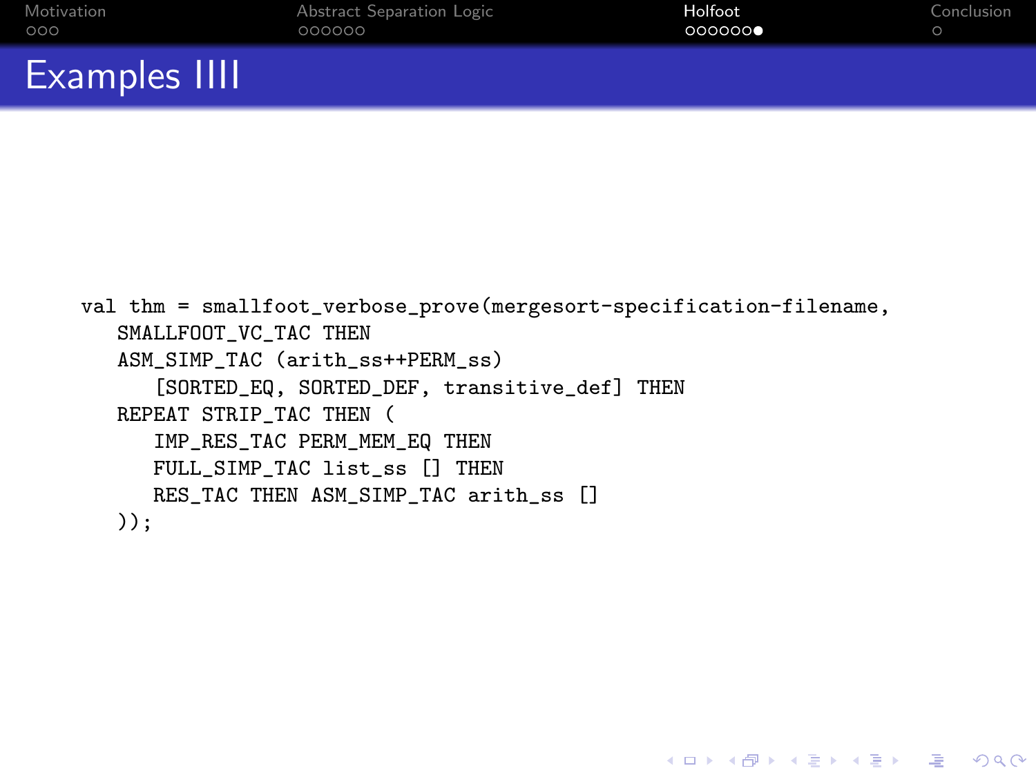# Examples IIII

```
val thm = smallfoot_verbose_prove(mergesort-specification-filename,
   SMALLFOOT_VC_TAC THEN
   ASM_SIMP_TAC (arith_ss++PERM_ss)
      [SORTED_EQ, SORTED_DEF, transitive_def] THEN
   REPEAT STRIP_TAC THEN (
      IMP_RES_TAC PERM_MEM_EQ THEN
      FULL_SIMP_TAC list_ss [] THEN
      RES_TAC THEN ASM_SIMP_TAC arith_ss []
   ));
```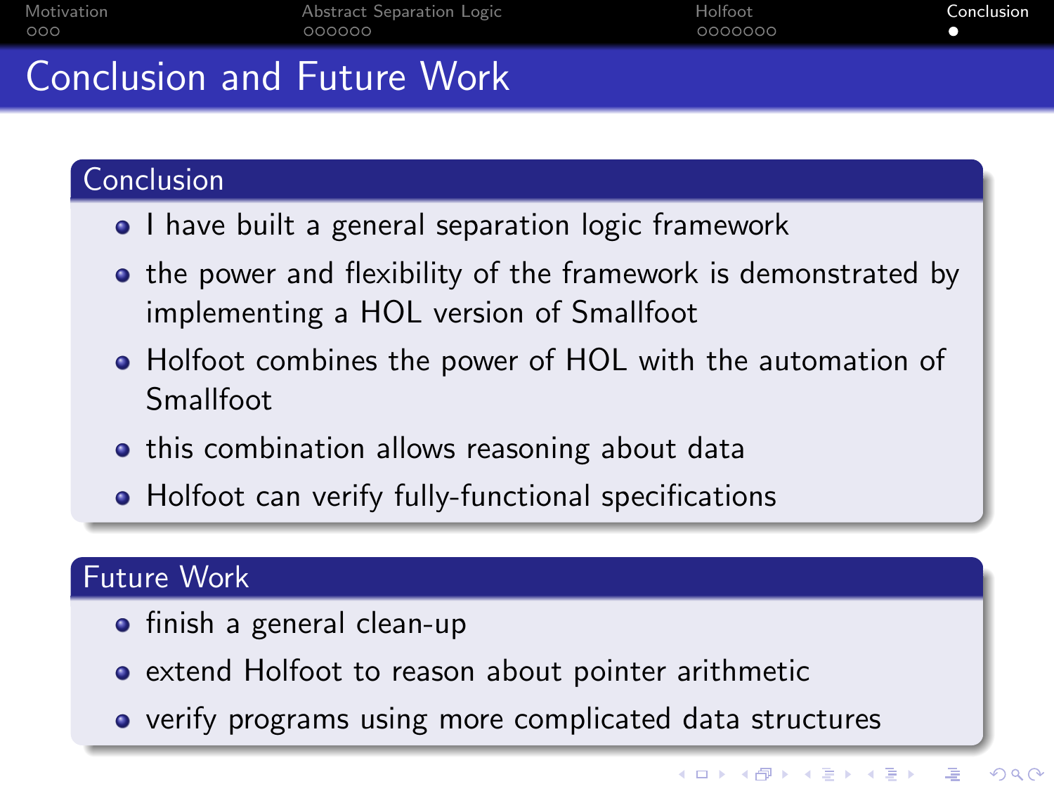# Conclusion and Future Work

## Conclusion

- I have built a general separation logic framework
- the power and flexibility of the framework is demonstrated by implementing a HOL version of Smallfoot
- Holfoot combines the power of HOL with the automation of Smallfoot
- this combination allows reasoning about data
- Holfoot can verify fully-functional specifications

## Future Work

- finish a general clean-up
- extend Holfoot to reason about pointer arithmetic
- verify programs using more complicated data structures